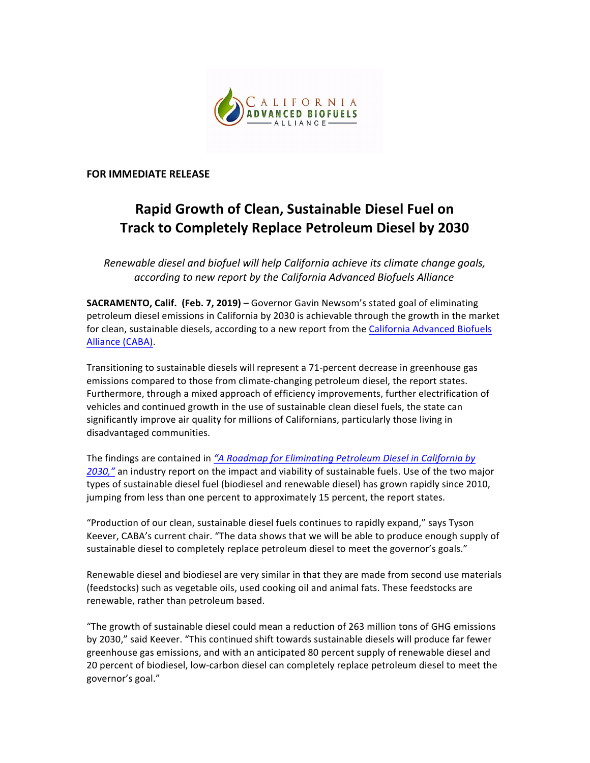**FOR IMMEDIATE RELEASE**

# Rapid Growth of Clean, Sustainable Diesel Fuel on Track to Completely Replace Petroleum Diesel by 2030

*Renewable diesel and biofuel will help California achieve its climate change goals, according to new report by the California Advanced Biofuels Alliance*

**SACRAMENTO, Calif. (Feb. 7, 2019)** – Governor Gavin Newsom's stated goal of eliminating petroleum diesel emissions in California by 2030 is achievable through the growth in the market for clean, sustainable diesels, according to a new report from the California Advanced Biofuels Alliance (CABA).

Transitioning to sustainable diesels will represent a 71-percent decrease in greenhouse gas emissions compared to those from climate-changing petroleum diesel, the report states. Furthermore, through a mixed approach of efficiency improvements, further electrification of vehicles and continued growth in the use of sustainable clean diesel fuels, the state can significantly improve air quality for millions of Californians, particularly those living in disadvantaged communities.

The findings are contained in *"A Roadmap for Eliminating Petroleum Diesel in California by 2030,"* an industry report on the impact and viability of sustainable fuels. Use of the two major types of sustainable diesel fuel (biodiesel and renewable diesel) has grown rapidly since 2010, jumping from less than one percent to approximately 15 percent, the report states.

"Production of our clean, sustainable diesel fuels continues to rapidly expand," says Tyson Keever, CABA's current chair. "The data shows that we will be able to produce enough supply of sustainable diesel to completely replace petroleum diesel to meet the governor's goals."

Renewable diesel and biodiesel are very similar in that they are made from second use materials (feedstocks) such as vegetable oils, used cooking oil and animal fats. These feedstocks are renewable, rather than petroleum based.

"The growth of sustainable diesel could mean a reduction of 263 million tons of GHG emissions by 2030," said Keever. "This continued shift towards sustainable diesels will produce far fewer greenhouse gas emissions, and with an anticipated 80 percent supply of renewable diesel and 20 percent of biodiesel, low-carbon diesel can completely replace petroleum diesel to meet the governor's goal."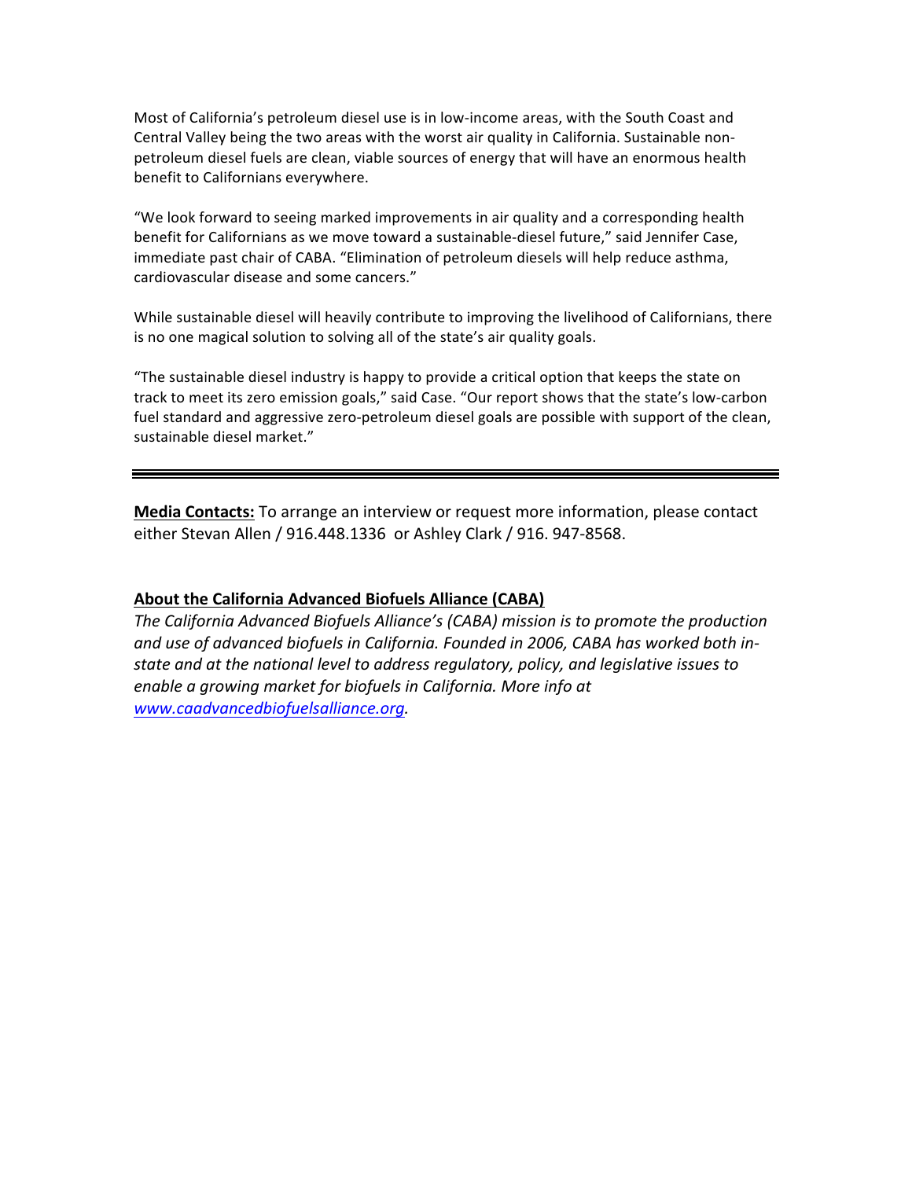Most of California's petroleum diesel use is in low-income areas, with the South Coast and Central Valley being the two areas with the worst air quality in California. Sustainable non-petroleum diesel fuels are clean, viable sources of energy that will have an enormous health benefit to Californians everywhere.

"We look forward to seeing marked improvements in air quality and a corresponding health benefit for Californians as we move toward a sustainable-diesel future," said Jennifer Case, immediate past chair of CABA. "Elimination of petroleum diesels will help reduce asthma, cardiovascular disease and some cancers."

While sustainable diesel will heavily contribute to improving the livelihood of Californians, there is no one magical solution to solving all of the state's air quality goals.

"The sustainable diesel industry is happy to provide a critical option that keeps the state on track to meet its zero emission goals," said Case. "Our report shows that the state's low-carbon fuel standard and aggressive zero-petroleum diesel goals are possible with support of the clean, sustainable diesel market."

---

**Media Contacts:** To arrange an interview or request more information, please contact either Stevan Allen / 916.448.1336 or Ashley Clark / 916. 947-8568.

**About the California Advanced Biofuels Alliance (CABA)**

*The California Advanced Biofuels Alliance's (CABA) mission is to promote the production and use of advanced biofuels in California. Founded in 2006, CABA has worked both in-state and at the national level to address regulatory, policy, and legislative issues to enable a growing market for biofuels in California. More info at www.caadvancedbiofuelsalliance.org.*